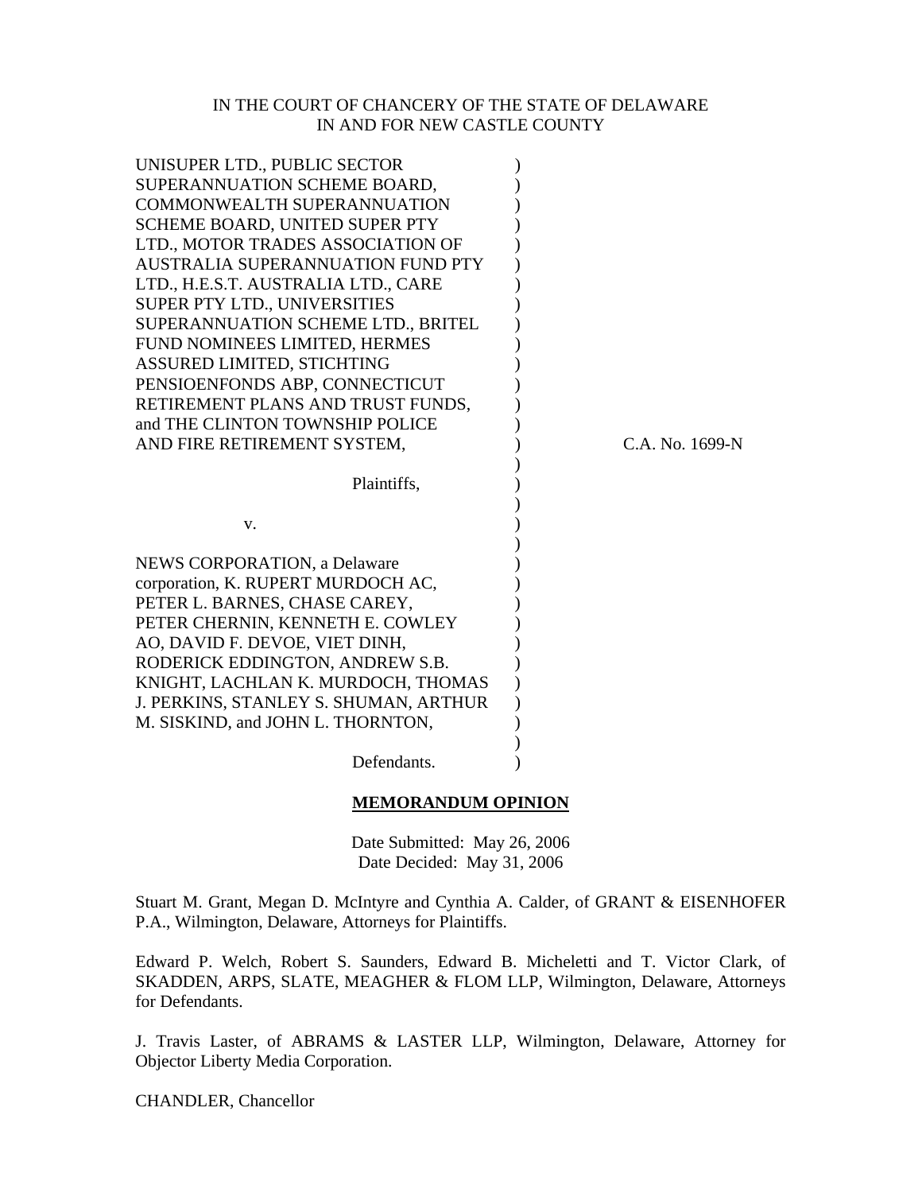IN THE COURT OF CHANCERY OF THE STATE OF DELAWARE
IN AND FOR NEW CASTLE COUNTY

UNISUPER LTD., PUBLIC SECTOR SUPERANNUATION SCHEME BOARD, COMMONWEALTH SUPERANNUATION SCHEME BOARD, UNITED SUPER PTY LTD., MOTOR TRADES ASSOCIATION OF AUSTRALIA SUPERANNUATION FUND PTY LTD., H.E.S.T. AUSTRALIA LTD., CARE SUPER PTY LTD., UNIVERSITIES SUPERANNUATION SCHEME LTD., BRITEL FUND NOMINEES LIMITED, HERMES ASSURED LIMITED, STICHTING PENSIOENFONDS ABP, CONNECTICUT RETIREMENT PLANS AND TRUST FUNDS, and THE CLINTON TOWNSHIP POLICE AND FIRE RETIREMENT SYSTEM,

Plaintiffs,

v.

NEWS CORPORATION, a Delaware corporation, K. RUPERT MURDOCH AC, PETER L. BARNES, CHASE CAREY, PETER CHERNIN, KENNETH E. COWLEY AO, DAVID F. DEVOE, VIET DINH, RODERICK EDDINGTON, ANDREW S.B. KNIGHT, LACHLAN K. MURDOCH, THOMAS J. PERKINS, STANLEY S. SHUMAN, ARTHUR M. SISKIND, and JOHN L. THORNTON,

Defendants.

C.A. No. 1699-N

**MEMORANDUM OPINION**

Date Submitted: May 26, 2006
Date Decided: May 31, 2006

Stuart M. Grant, Megan D. McIntyre and Cynthia A. Calder, of GRANT & EISENHOFER P.A., Wilmington, Delaware, Attorneys for Plaintiffs.

Edward P. Welch, Robert S. Saunders, Edward B. Micheletti and T. Victor Clark, of SKADDEN, ARPS, SLATE, MEAGHER & FLOM LLP, Wilmington, Delaware, Attorneys for Defendants.

J. Travis Laster, of ABRAMS & LASTER LLP, Wilmington, Delaware, Attorney for Objector Liberty Media Corporation.

CHANDLER, Chancellor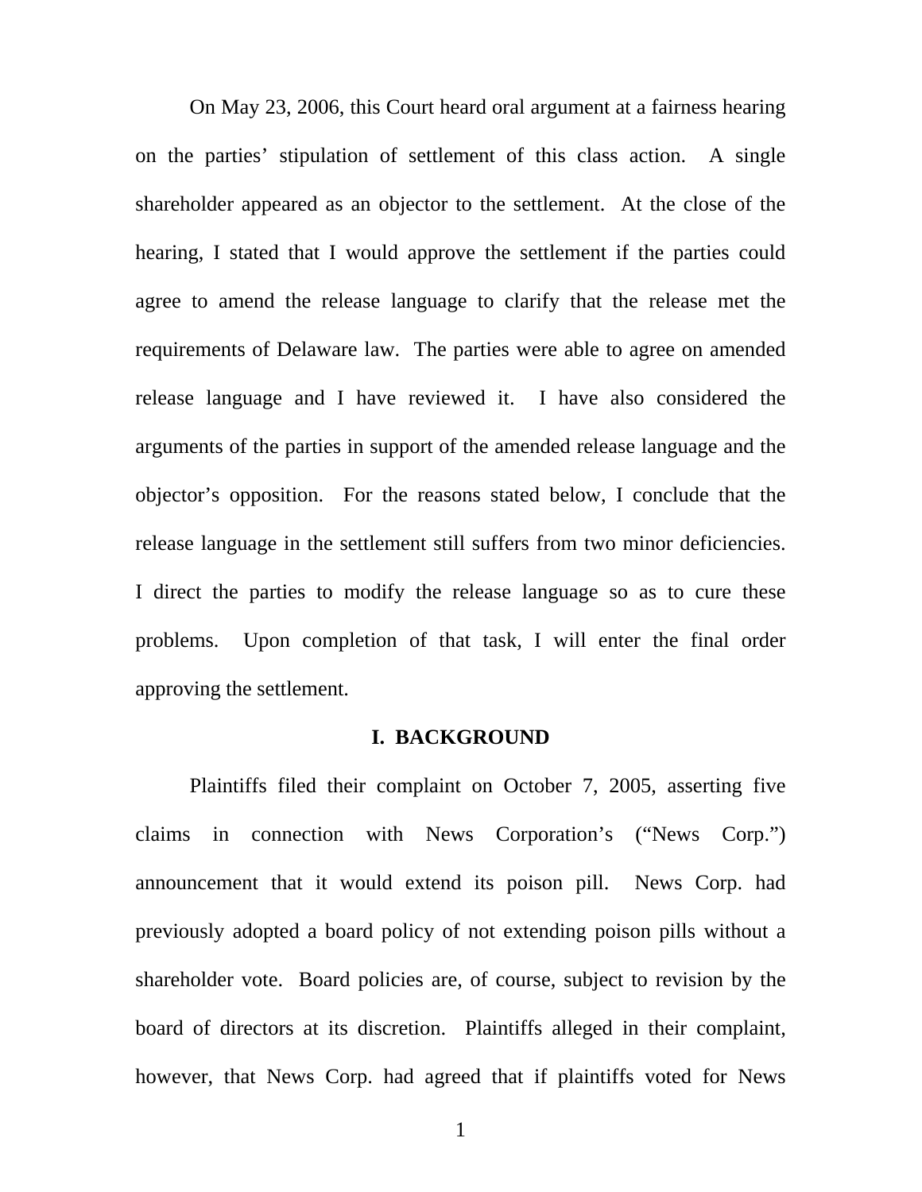On May 23, 2006, this Court heard oral argument at a fairness hearing on the parties' stipulation of settlement of this class action. A single shareholder appeared as an objector to the settlement. At the close of the hearing, I stated that I would approve the settlement if the parties could agree to amend the release language to clarify that the release met the requirements of Delaware law. The parties were able to agree on amended release language and I have reviewed it. I have also considered the arguments of the parties in support of the amended release language and the objector's opposition. For the reasons stated below, I conclude that the release language in the settlement still suffers from two minor deficiencies. I direct the parties to modify the release language so as to cure these problems. Upon completion of that task, I will enter the final order approving the settlement.

## I. BACKGROUND

Plaintiffs filed their complaint on October 7, 2005, asserting five claims in connection with News Corporation's ("News Corp.") announcement that it would extend its poison pill. News Corp. had previously adopted a board policy of not extending poison pills without a shareholder vote. Board policies are, of course, subject to revision by the board of directors at its discretion. Plaintiffs alleged in their complaint, however, that News Corp. had agreed that if plaintiffs voted for News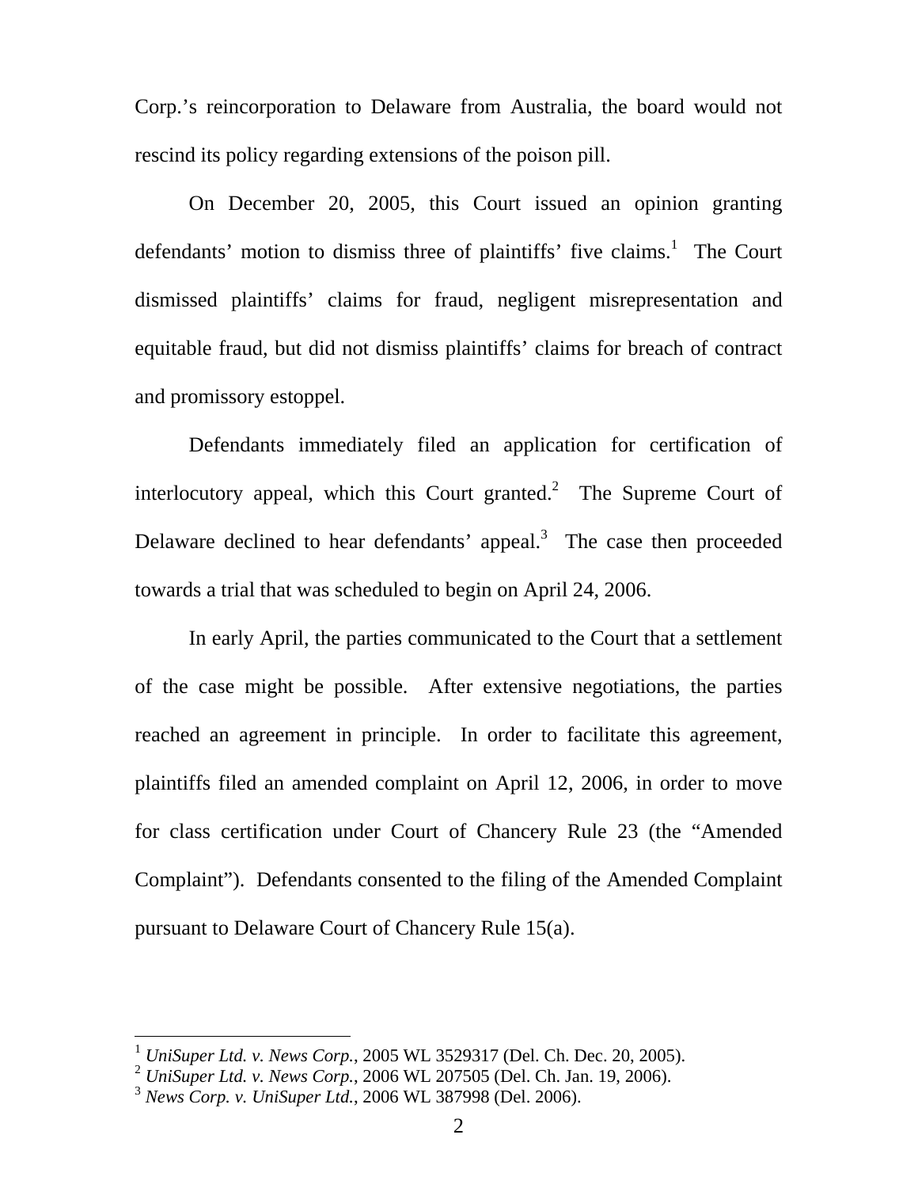Corp.'s reincorporation to Delaware from Australia, the board would not rescind its policy regarding extensions of the poison pill.

On December 20, 2005, this Court issued an opinion granting defendants' motion to dismiss three of plaintiffs' five claims.[1] The Court dismissed plaintiffs' claims for fraud, negligent misrepresentation and equitable fraud, but did not dismiss plaintiffs' claims for breach of contract and promissory estoppel.

Defendants immediately filed an application for certification of interlocutory appeal, which this Court granted.[2] The Supreme Court of Delaware declined to hear defendants' appeal.[3] The case then proceeded towards a trial that was scheduled to begin on April 24, 2006.

In early April, the parties communicated to the Court that a settlement of the case might be possible. After extensive negotiations, the parties reached an agreement in principle. In order to facilitate this agreement, plaintiffs filed an amended complaint on April 12, 2006, in order to move for class certification under Court of Chancery Rule 23 (the "Amended Complaint"). Defendants consented to the filing of the Amended Complaint pursuant to Delaware Court of Chancery Rule 15(a).

---

[1] *UniSuper Ltd. v. News Corp.*, 2005 WL 3529317 (Del. Ch. Dec. 20, 2005).

[2] *UniSuper Ltd. v. News Corp.*, 2006 WL 207505 (Del. Ch. Jan. 19, 2006).

[3] *News Corp. v. UniSuper Ltd.*, 2006 WL 387998 (Del. 2006).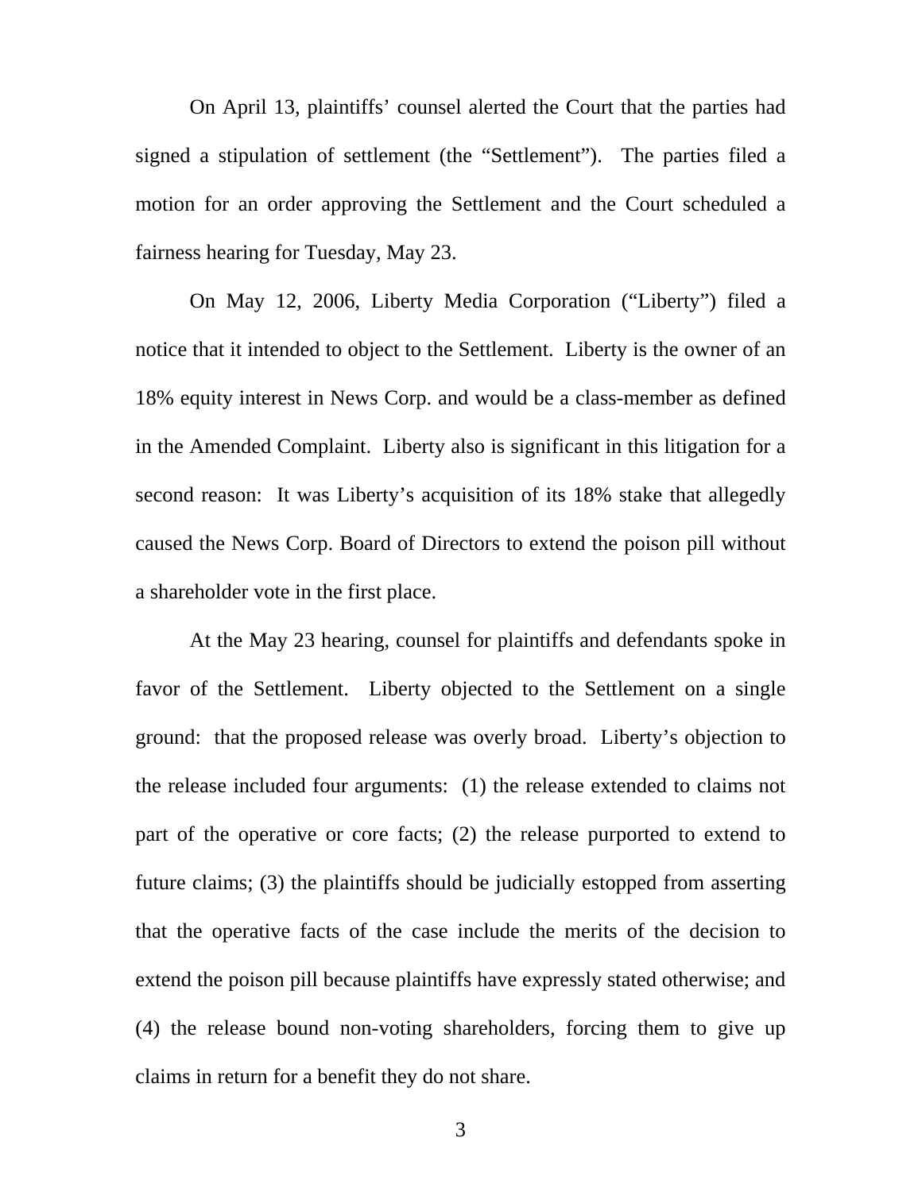On April 13, plaintiffs' counsel alerted the Court that the parties had signed a stipulation of settlement (the "Settlement"). The parties filed a motion for an order approving the Settlement and the Court scheduled a fairness hearing for Tuesday, May 23.

On May 12, 2006, Liberty Media Corporation ("Liberty") filed a notice that it intended to object to the Settlement. Liberty is the owner of an 18% equity interest in News Corp. and would be a class-member as defined in the Amended Complaint. Liberty also is significant in this litigation for a second reason: It was Liberty's acquisition of its 18% stake that allegedly caused the News Corp. Board of Directors to extend the poison pill without a shareholder vote in the first place.

At the May 23 hearing, counsel for plaintiffs and defendants spoke in favor of the Settlement. Liberty objected to the Settlement on a single ground: that the proposed release was overly broad. Liberty's objection to the release included four arguments: (1) the release extended to claims not part of the operative or core facts; (2) the release purported to extend to future claims; (3) the plaintiffs should be judicially estopped from asserting that the operative facts of the case include the merits of the decision to extend the poison pill because plaintiffs have expressly stated otherwise; and (4) the release bound non-voting shareholders, forcing them to give up claims in return for a benefit they do not share.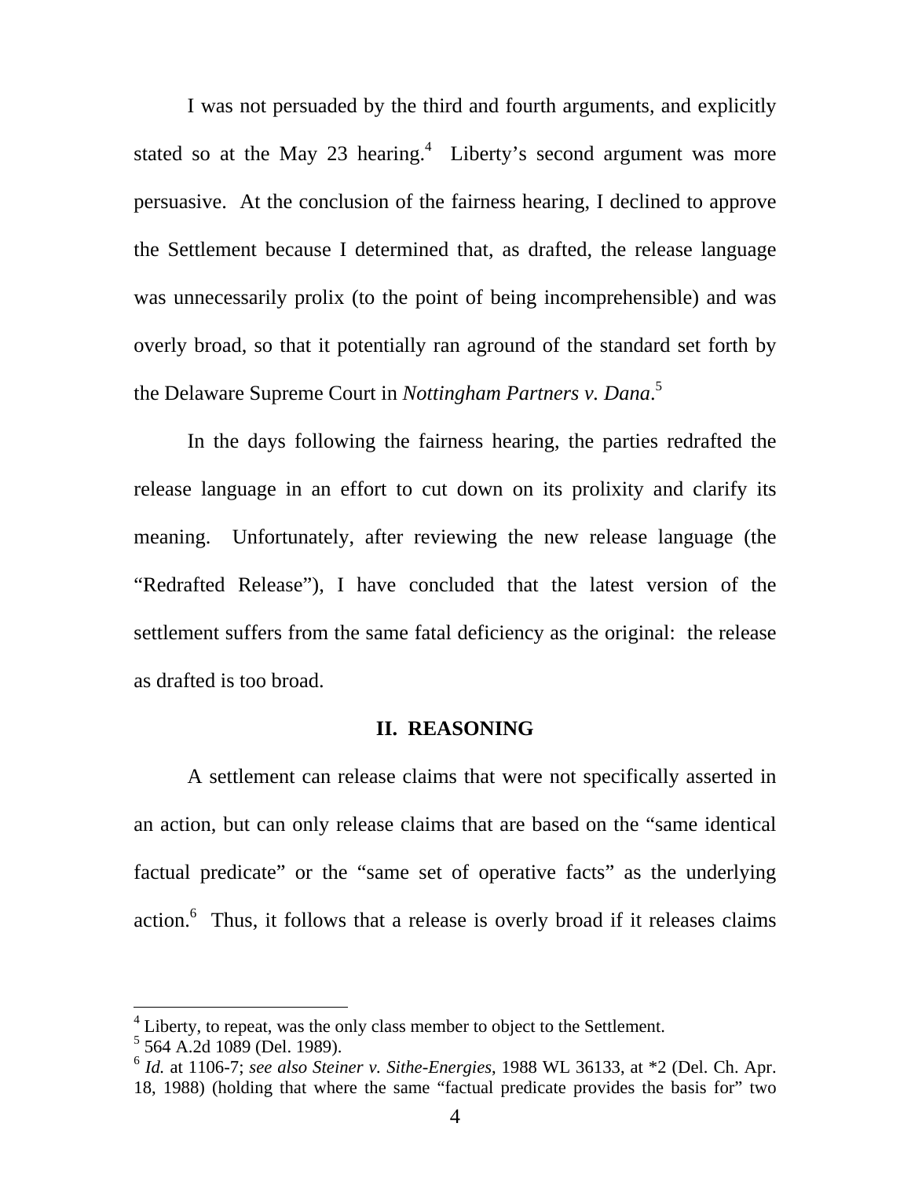I was not persuaded by the third and fourth arguments, and explicitly stated so at the May 23 hearing.[4] Liberty's second argument was more persuasive. At the conclusion of the fairness hearing, I declined to approve the Settlement because I determined that, as drafted, the release language was unnecessarily prolix (to the point of being incomprehensible) and was overly broad, so that it potentially ran aground of the standard set forth by the Delaware Supreme Court in *Nottingham Partners v. Dana*.[5]

In the days following the fairness hearing, the parties redrafted the release language in an effort to cut down on its prolixity and clarify its meaning. Unfortunately, after reviewing the new release language (the "Redrafted Release"), I have concluded that the latest version of the settlement suffers from the same fatal deficiency as the original: the release as drafted is too broad.

## II. REASONING

A settlement can release claims that were not specifically asserted in an action, but can only release claims that are based on the "same identical factual predicate" or the "same set of operative facts" as the underlying action.[6] Thus, it follows that a release is overly broad if it releases claims

---

[4] Liberty, to repeat, was the only class member to object to the Settlement.

[5] 564 A.2d 1089 (Del. 1989).

[6] *Id.* at 1106-7; *see also Steiner v. Sithe-Energies*, 1988 WL 36133, at *2 (Del. Ch. Apr. 18, 1988) (holding that where the same "factual predicate provides the basis for" two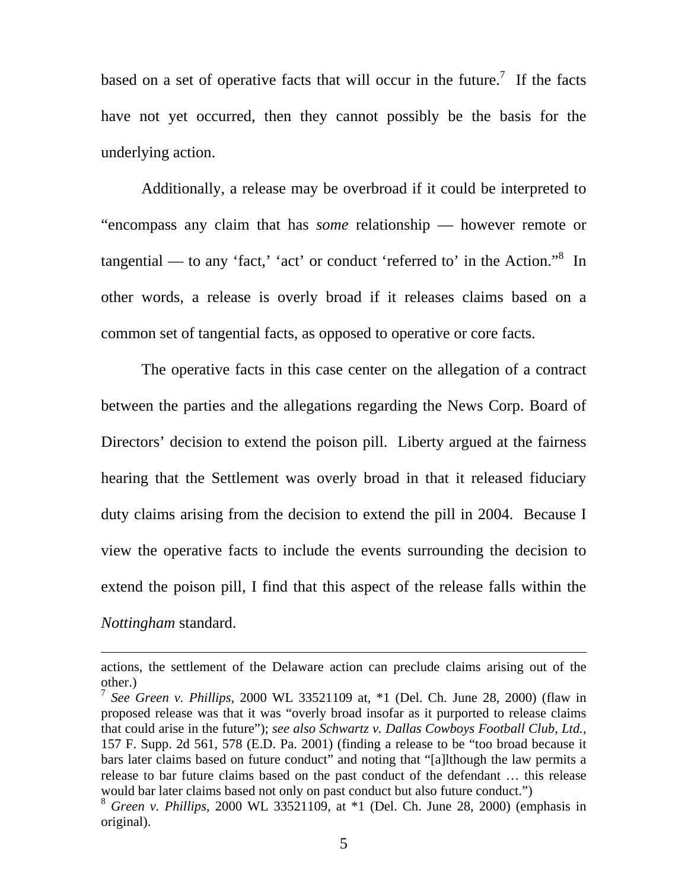based on a set of operative facts that will occur in the future.[7] If the facts have not yet occurred, then they cannot possibly be the basis for the underlying action.

Additionally, a release may be overbroad if it could be interpreted to "encompass any claim that has *some* relationship — however remote or tangential — to any 'fact,' 'act' or conduct 'referred to' in the Action."[8] In other words, a release is overly broad if it releases claims based on a common set of tangential facts, as opposed to operative or core facts.

The operative facts in this case center on the allegation of a contract between the parties and the allegations regarding the News Corp. Board of Directors' decision to extend the poison pill. Liberty argued at the fairness hearing that the Settlement was overly broad in that it released fiduciary duty claims arising from the decision to extend the pill in 2004. Because I view the operative facts to include the events surrounding the decision to extend the poison pill, I find that this aspect of the release falls within the *Nottingham* standard.

---

actions, the settlement of the Delaware action can preclude claims arising out of the other.)

[7] *See Green v. Phillips*, 2000 WL 33521109 at, *1 (Del. Ch. June 28, 2000) (flaw in proposed release was that it was "overly broad insofar as it purported to release claims that could arise in the future"); *see also Schwartz v. Dallas Cowboys Football Club, Ltd.*, 157 F. Supp. 2d 561, 578 (E.D. Pa. 2001) (finding a release to be "too broad because it bars later claims based on future conduct" and noting that "[a]lthough the law permits a release to bar future claims based on the past conduct of the defendant … this release would bar later claims based not only on past conduct but also future conduct.")

[8] *Green v. Phillips*, 2000 WL 33521109, at *1 (Del. Ch. June 28, 2000) (emphasis in original).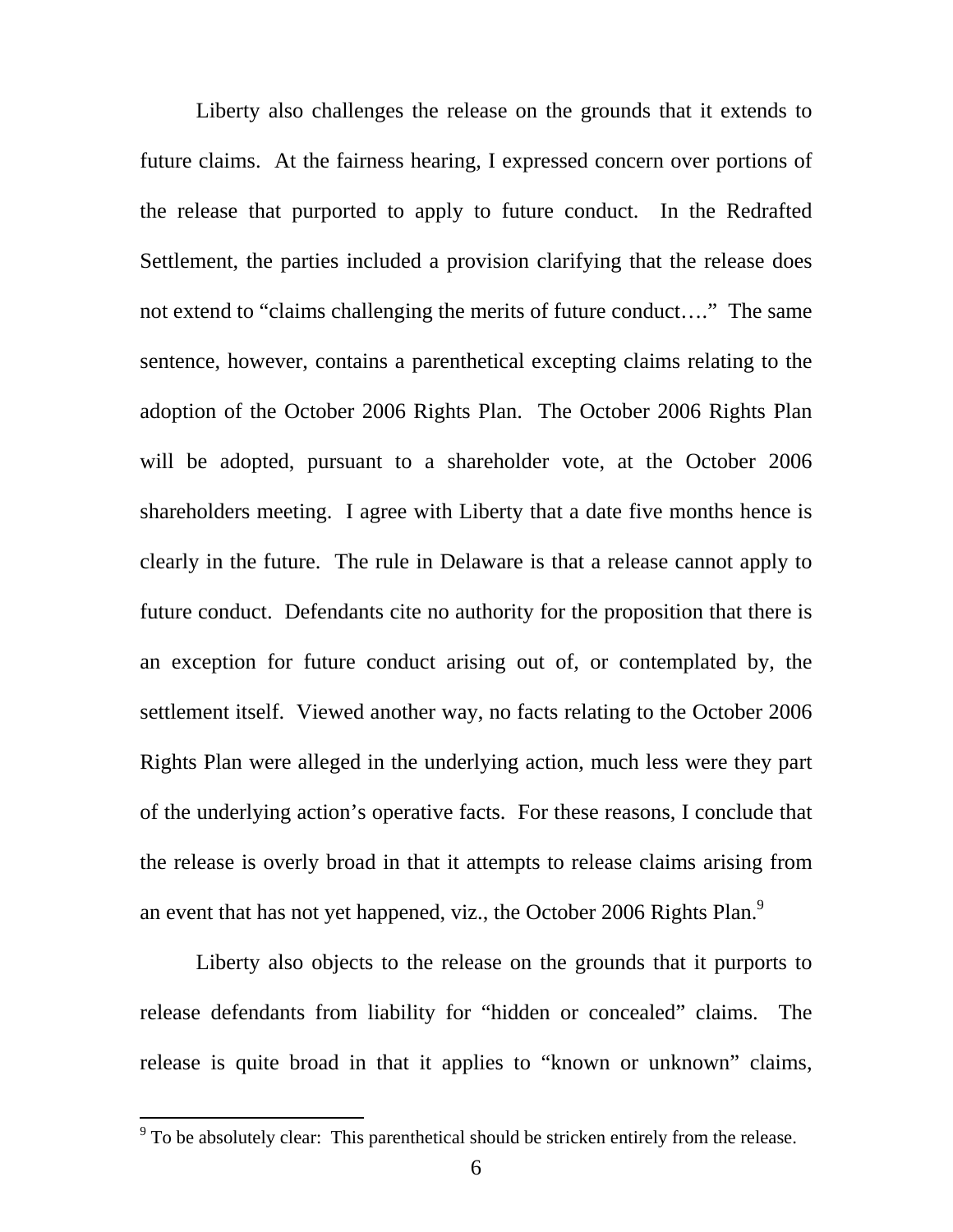Liberty also challenges the release on the grounds that it extends to future claims. At the fairness hearing, I expressed concern over portions of the release that purported to apply to future conduct. In the Redrafted Settlement, the parties included a provision clarifying that the release does not extend to "claims challenging the merits of future conduct…." The same sentence, however, contains a parenthetical excepting claims relating to the adoption of the October 2006 Rights Plan. The October 2006 Rights Plan will be adopted, pursuant to a shareholder vote, at the October 2006 shareholders meeting. I agree with Liberty that a date five months hence is clearly in the future. The rule in Delaware is that a release cannot apply to future conduct. Defendants cite no authority for the proposition that there is an exception for future conduct arising out of, or contemplated by, the settlement itself. Viewed another way, no facts relating to the October 2006 Rights Plan were alleged in the underlying action, much less were they part of the underlying action's operative facts. For these reasons, I conclude that the release is overly broad in that it attempts to release claims arising from an event that has not yet happened, viz., the October 2006 Rights Plan.[9]

Liberty also objects to the release on the grounds that it purports to release defendants from liability for "hidden or concealed" claims. The release is quite broad in that it applies to "known or unknown" claims,

---

[9] To be absolutely clear: This parenthetical should be stricken entirely from the release.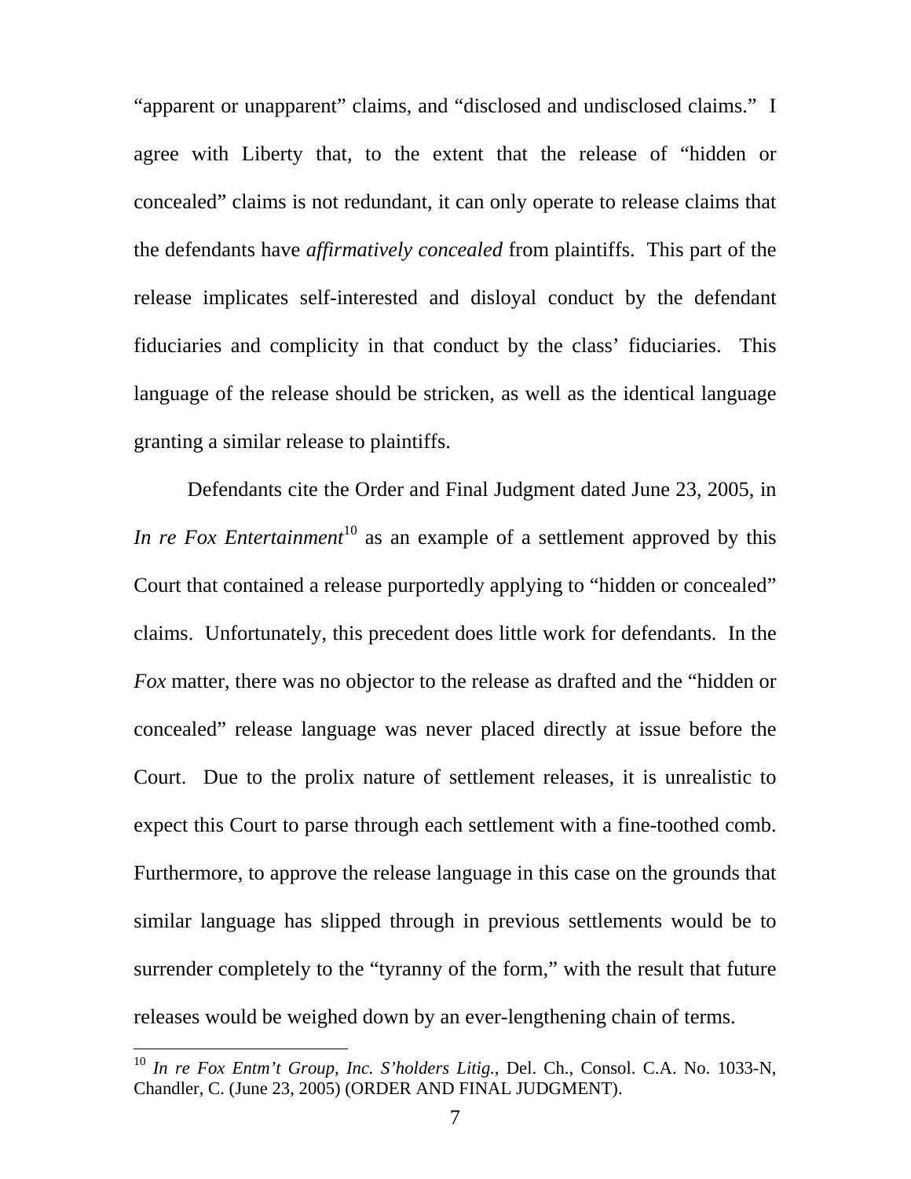"apparent or unapparent" claims, and "disclosed and undisclosed claims." I agree with Liberty that, to the extent that the release of "hidden or concealed" claims is not redundant, it can only operate to release claims that the defendants have *affirmatively concealed* from plaintiffs. This part of the release implicates self-interested and disloyal conduct by the defendant fiduciaries and complicity in that conduct by the class' fiduciaries. This language of the release should be stricken, as well as the identical language granting a similar release to plaintiffs.

Defendants cite the Order and Final Judgment dated June 23, 2005, in *In re Fox Entertainment*[10] as an example of a settlement approved by this Court that contained a release purportedly applying to "hidden or concealed" claims. Unfortunately, this precedent does little work for defendants. In the *Fox* matter, there was no objector to the release as drafted and the "hidden or concealed" release language was never placed directly at issue before the Court. Due to the prolix nature of settlement releases, it is unrealistic to expect this Court to parse through each settlement with a fine-toothed comb. Furthermore, to approve the release language in this case on the grounds that similar language has slipped through in previous settlements would be to surrender completely to the "tyranny of the form," with the result that future releases would be weighed down by an ever-lengthening chain of terms.

[10] *In re Fox Entm't Group, Inc. S'holders Litig.*, Del. Ch., Consol. C.A. No. 1033-N, Chandler, C. (June 23, 2005) (ORDER AND FINAL JUDGMENT).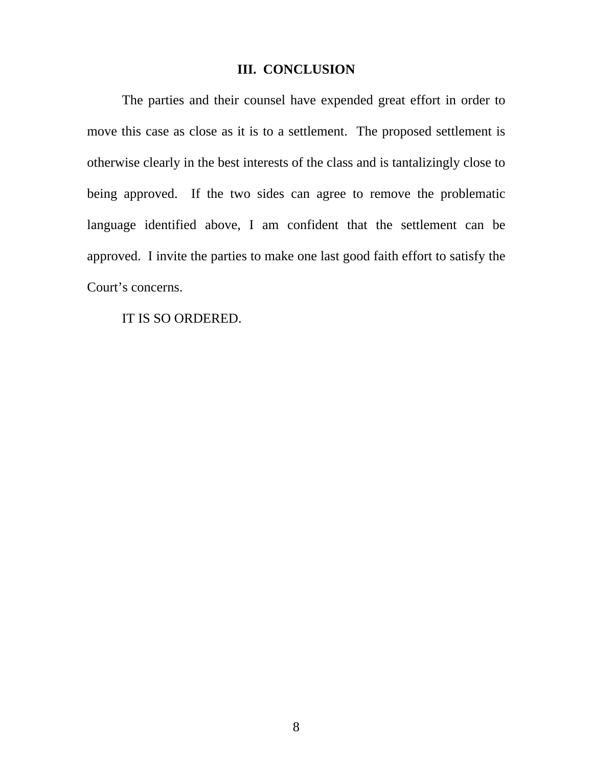## III. CONCLUSION

The parties and their counsel have expended great effort in order to move this case as close as it is to a settlement. The proposed settlement is otherwise clearly in the best interests of the class and is tantalizingly close to being approved. If the two sides can agree to remove the problematic language identified above, I am confident that the settlement can be approved. I invite the parties to make one last good faith effort to satisfy the Court's concerns.

IT IS SO ORDERED.